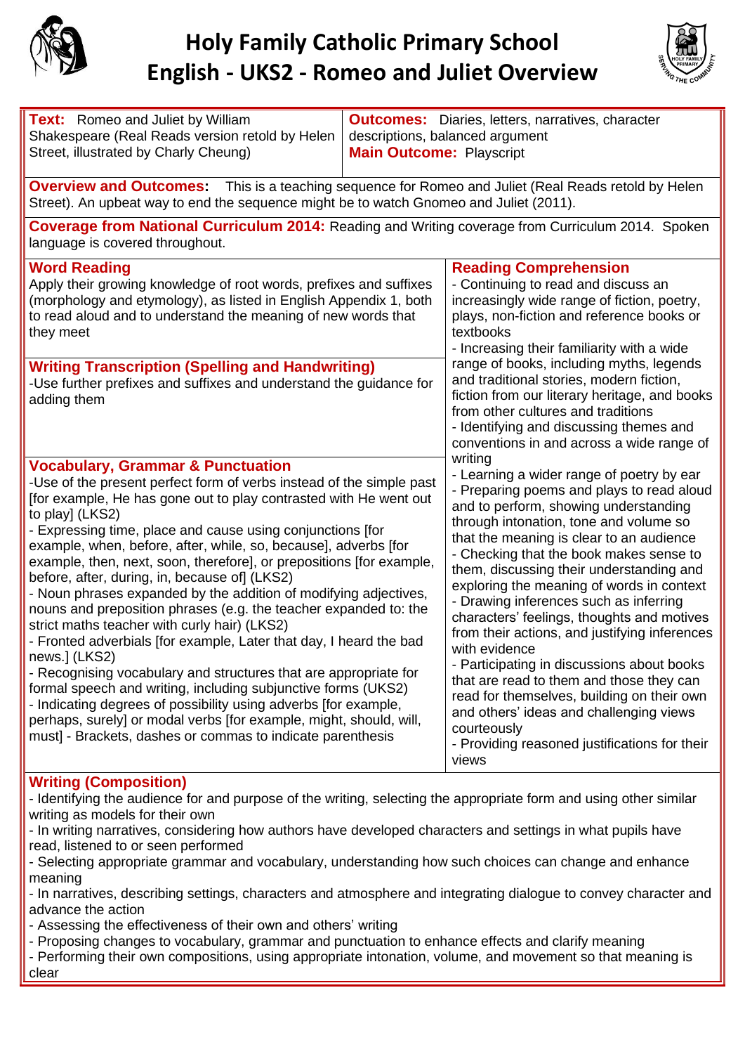# Holy Family Catholic Primary School
# English - UKS2 - Romeo and Juliet Overview

**Text:** Romeo and Juliet by William Shakespeare (Real Reads version retold by Helen Street, illustrated by Charly Cheung)

**Outcomes:** Diaries, letters, narratives, character descriptions, balanced argument
**Main Outcome:** Playscript

**Overview and Outcomes:** This is a teaching sequence for Romeo and Juliet (Real Reads retold by Helen Street). An upbeat way to end the sequence might be to watch Gnomeo and Juliet (2011).

**Coverage from National Curriculum 2014:** Reading and Writing coverage from Curriculum 2014. Spoken language is covered throughout.

### Word Reading

Apply their growing knowledge of root words, prefixes and suffixes (morphology and etymology), as listed in English Appendix 1, both to read aloud and to understand the meaning of new words that they meet

### Writing Transcription (Spelling and Handwriting)

-Use further prefixes and suffixes and understand the guidance for adding them

### Vocabulary, Grammar & Punctuation

-Use of the present perfect form of verbs instead of the simple past [for example, He has gone out to play contrasted with He went out to play] (LKS2)
- Expressing time, place and cause using conjunctions [for example, when, before, after, while, so, because], adverbs [for example, then, next, soon, therefore], or prepositions [for example, before, after, during, in, because of] (LKS2)
- Noun phrases expanded by the addition of modifying adjectives, nouns and preposition phrases (e.g. the teacher expanded to: the strict maths teacher with curly hair) (LKS2)
- Fronted adverbials [for example, Later that day, I heard the bad news.] (LKS2)
- Recognising vocabulary and structures that are appropriate for formal speech and writing, including subjunctive forms (UKS2)
- Indicating degrees of possibility using adverbs [for example, perhaps, surely] or modal verbs [for example, might, should, will, must] - Brackets, dashes or commas to indicate parenthesis

### Reading Comprehension

- Continuing to read and discuss an increasingly wide range of fiction, poetry, plays, non-fiction and reference books or textbooks
- Increasing their familiarity with a wide range of books, including myths, legends and traditional stories, modern fiction, fiction from our literary heritage, and books from other cultures and traditions
- Identifying and discussing themes and conventions in and across a wide range of writing
- Learning a wider range of poetry by ear
- Preparing poems and plays to read aloud and to perform, showing understanding through intonation, tone and volume so that the meaning is clear to an audience
- Checking that the book makes sense to them, discussing their understanding and exploring the meaning of words in context
- Drawing inferences such as inferring characters' feelings, thoughts and motives from their actions, and justifying inferences with evidence
- Participating in discussions about books that are read to them and those they can read for themselves, building on their own and others' ideas and challenging views courteously
- Providing reasoned justifications for their views

### Writing (Composition)

- Identifying the audience for and purpose of the writing, selecting the appropriate form and using other similar writing as models for their own
- In writing narratives, considering how authors have developed characters and settings in what pupils have read, listened to or seen performed
- Selecting appropriate grammar and vocabulary, understanding how such choices can change and enhance meaning
- In narratives, describing settings, characters and atmosphere and integrating dialogue to convey character and advance the action
- Assessing the effectiveness of their own and others' writing
- Proposing changes to vocabulary, grammar and punctuation to enhance effects and clarify meaning
- Performing their own compositions, using appropriate intonation, volume, and movement so that meaning is clear